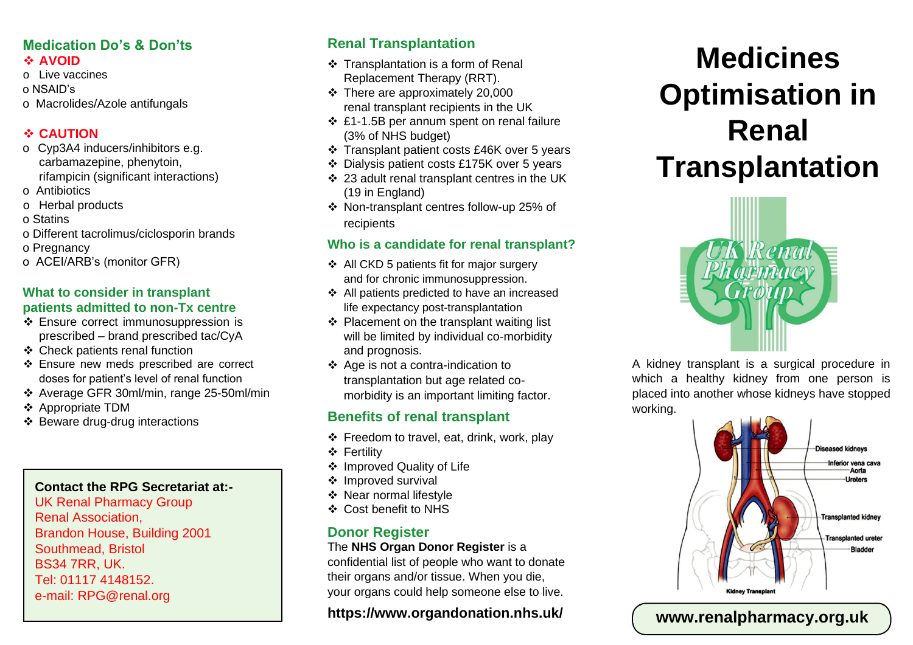## Medication Do's & Don'ts

### ❖ AVOID

- Live vaccines
- NSAID's
- Macrolides/Azole antifungals

### ❖ CAUTION

- Cyp3A4 inducers/inhibitors e.g. carbamazepine, phenytoin, rifampicin (significant interactions)
- Antibiotics
- Herbal products
- Statins
- Different tacrolimus/ciclosporin brands
- Pregnancy
- ACEI/ARB's (monitor GFR)

## What to consider in transplant patients admitted to non-Tx centre

- Ensure correct immunosuppression is prescribed – brand prescribed tac/CyA
- Check patients renal function
- Ensure new meds prescribed are correct doses for patient's level of renal function
- Average GFR 30ml/min, range 25-50ml/min
- Appropriate TDM
- Beware drug-drug interactions

**Contact the RPG Secretariat at:-**
UK Renal Pharmacy Group
Renal Association,
Brandon House, Building 2001
Southmead, Bristol
BS34 7RR, UK.
Tel: 01117 4148152.
e-mail: RPG@renal.org

## Renal Transplantation

- Transplantation is a form of Renal Replacement Therapy (RRT).
- There are approximately 20,000 renal transplant recipients in the UK
- £1-1.5B per annum spent on renal failure (3% of NHS budget)
- Transplant patient costs £46K over 5 years
- Dialysis patient costs £175K over 5 years
- 23 adult renal transplant centres in the UK (19 in England)
- Non-transplant centres follow-up 25% of recipients

## Who is a candidate for renal transplant?

- All CKD 5 patients fit for major surgery and for chronic immunosuppression.
- All patients predicted to have an increased life expectancy post-transplantation
- Placement on the transplant waiting list will be limited by individual co-morbidity and prognosis.
- Age is not a contra-indication to transplantation but age related co-morbidity is an important limiting factor.

## Benefits of renal transplant

- Freedom to travel, eat, drink, work, play
- Fertility
- Improved Quality of Life
- Improved survival
- Near normal lifestyle
- Cost benefit to NHS

## Donor Register

The **NHS Organ Donor Register** is a confidential list of people who want to donate their organs and/or tissue. When you die, your organs could help someone else to live.

**https://www.organdonation.nhs.uk/**

# Medicines Optimisation in Renal Transplantation

UK Renal Pharmacy Group

A kidney transplant is a surgical procedure in which a healthy kidney from one person is placed into another whose kidneys have stopped working.

Diseased kidneys
Inferior vena cava
Aorta
Ureters
Transplanted kidney
Transplanted ureter
Bladder

Kidney Transplant

**www.renalpharmacy.org.uk**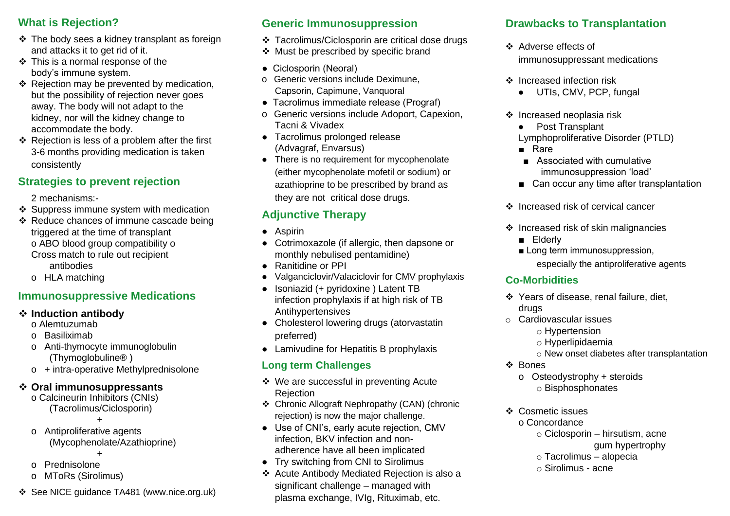## What is Rejection?

- The body sees a kidney transplant as foreign and attacks it to get rid of it.
- This is a normal response of the body's immune system.
- Rejection may be prevented by medication, but the possibility of rejection never goes away. The body will not adapt to the kidney, nor will the kidney change to accommodate the body.
- Rejection is less of a problem after the first 3-6 months providing medication is taken consistently

## Strategies to prevent rejection

2 mechanisms:-

- Suppress immune system with medication
- Reduce chances of immune cascade being triggered at the time of transplant
  - ABO blood group compatibility
  - Cross match to rule out recipient antibodies
  - HLA matching

## Immunosuppressive Medications

- **Induction antibody**
  - Alemtuzumab
  - Basiliximab
  - Anti-thymocyte immunoglobulin (Thymoglobuline® )
  - + intra-operative Methylprednisolone
- **Oral immunosuppressants**
  - Calcineurin Inhibitors (CNIs) (Tacrolimus/Ciclosporin)
    +
  - Antiproliferative agents (Mycophenolate/Azathioprine)
    +
  - Prednisolone
  - MToRs (Sirolimus)
- See NICE guidance TA481 (www.nice.org.uk)

## Generic Immunosuppression

- Tacrolimus/Ciclosporin are critical dose drugs
- Must be prescribed by specific brand
- Ciclosporin (Neoral)
  - Generic versions include Deximune, Capsorin, Capimune, Vanquoral
- Tacrolimus immediate release (Prograf)
  - Generic versions include Adoport, Capexion, Tacni & Vivadex
- Tacrolimus prolonged release (Advagraf, Envarsus)
- There is no requirement for mycophenolate (either mycophenolate mofetil or sodium) or azathioprine to be prescribed by brand as they are not critical dose drugs.

## Adjunctive Therapy

- Aspirin
- Cotrimoxazole (if allergic, then dapsone or monthly nebulised pentamidine)
- Ranitidine or PPI
- Valganciclovir/Valaciclovir for CMV prophylaxis
- Isoniazid (+ pyridoxine ) Latent TB infection prophylaxis if at high risk of TB Antihypertensives
- Cholesterol lowering drugs (atorvastatin preferred)
- Lamivudine for Hepatitis B prophylaxis

## Long term Challenges

- We are successful in preventing Acute Rejection
- Chronic Allograft Nephropathy (CAN) (chronic rejection) is now the major challenge.
- Use of CNI's, early acute rejection, CMV infection, BKV infection and non-adherence have all been implicated
- Try switching from CNI to Sirolimus
- Acute Antibody Mediated Rejection is also a significant challenge – managed with plasma exchange, IVIg, Rituximab, etc.

## Drawbacks to Transplantation

- Adverse effects of immunosuppressant medications
- Increased infection risk
  - UTIs, CMV, PCP, fungal
- Increased neoplasia risk
  - Post Transplant Lymphoproliferative Disorder (PTLD)
    - Rare
    - Associated with cumulative immunosuppression 'load'
    - Can occur any time after transplantation
- Increased risk of cervical cancer
- Increased risk of skin malignancies
  - Elderly
  - Long term immunosuppression, especially the antiproliferative agents

## Co-Morbidities

- Years of disease, renal failure, diet, drugs
  - Cardiovascular issues
    - Hypertension
    - Hyperlipidaemia
    - New onset diabetes after transplantation
- Bones
  - Osteodystrophy + steroids
    - Bisphosphonates
- Cosmetic issues
  - Concordance
    - Ciclosporin – hirsutism, acne gum hypertrophy
    - Tacrolimus – alopecia
    - Sirolimus - acne